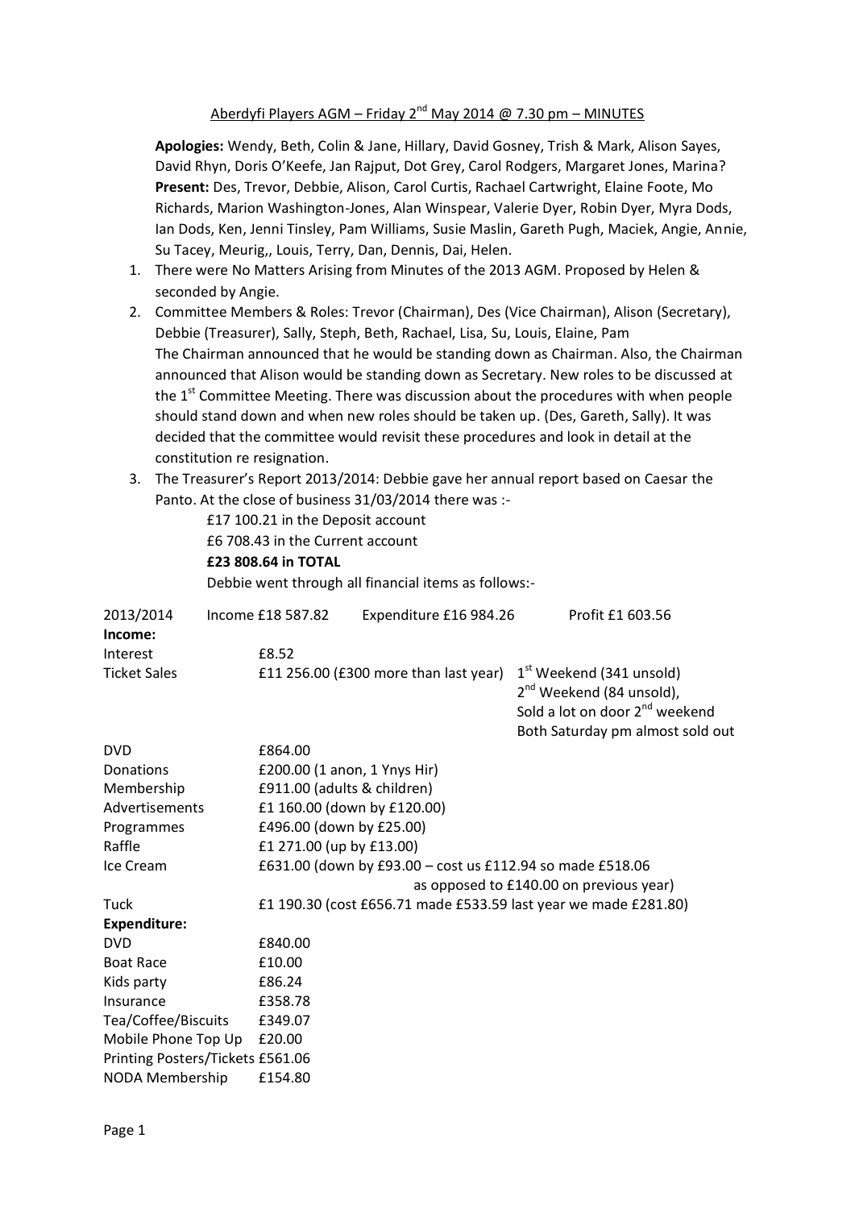# Aberdyfi Players AGM – Friday 2nd May 2014 @ 7.30 pm – MINUTES

**Apologies:** Wendy, Beth, Colin & Jane, Hillary, David Gosney, Trish & Mark, Alison Sayes, David Rhyn, Doris O'Keefe, Jan Rajput, Dot Grey, Carol Rodgers, Margaret Jones, Marina?
**Present:** Des, Trevor, Debbie, Alison, Carol Curtis, Rachael Cartwright, Elaine Foote, Mo Richards, Marion Washington-Jones, Alan Winspear, Valerie Dyer, Robin Dyer, Myra Dods, Ian Dods, Ken, Jenni Tinsley, Pam Williams, Susie Maslin, Gareth Pugh, Maciek, Angie, Annie, Su Tacey, Meurig,, Louis, Terry, Dan, Dennis, Dai, Helen.

1. There were No Matters Arising from Minutes of the 2013 AGM. Proposed by Helen & seconded by Angie.
2. Committee Members & Roles: Trevor (Chairman), Des (Vice Chairman), Alison (Secretary), Debbie (Treasurer), Sally, Steph, Beth, Rachael, Lisa, Su, Louis, Elaine, Pam
   The Chairman announced that he would be standing down as Chairman. Also, the Chairman announced that Alison would be standing down as Secretary. New roles to be discussed at the 1st Committee Meeting. There was discussion about the procedures with when people should stand down and when new roles should be taken up. (Des, Gareth, Sally). It was decided that the committee would revisit these procedures and look in detail at the constitution re resignation.
3. The Treasurer's Report 2013/2014: Debbie gave her annual report based on Caesar the Panto. At the close of business 31/03/2014 there was :-

   £17 100.21 in the Deposit account
   £6 708.43 in the Current account
   **£23 808.64 in TOTAL**

   Debbie went through all financial items as follows:-

| 2013/2014 | Income £18 587.82 | Expenditure £16 984.26 | Profit £1 603.56 |
|---|---|---|---|
| **Income:** | | | |
| Interest | £8.52 | | |
| Ticket Sales | £11 256.00 (£300 more than last year) | | 1st Weekend (341 unsold)<br>2nd Weekend (84 unsold),<br>Sold a lot on door 2nd weekend<br>Both Saturday pm almost sold out |
| DVD | £864.00 | | |
| Donations | £200.00 (1 anon, 1 Ynys Hir) | | |
| Membership | £911.00 (adults & children) | | |
| Advertisements | £1 160.00 (down by £120.00) | | |
| Programmes | £496.00 (down by £25.00) | | |
| Raffle | £1 271.00 (up by £13.00) | | |
| Ice Cream | £631.00 (down by £93.00 – cost us £112.94 so made £518.06 as opposed to £140.00 on previous year) | | |
| Tuck | £1 190.30 (cost £656.71 made £533.59 last year we made £281.80) | | |
| **Expenditure:** | | | |
| DVD | £840.00 | | |
| Boat Race | £10.00 | | |
| Kids party | £86.24 | | |
| Insurance | £358.78 | | |
| Tea/Coffee/Biscuits | £349.07 | | |
| Mobile Phone Top Up | £20.00 | | |
| Printing Posters/Tickets | £561.06 | | |
| NODA Membership | £154.80 | | |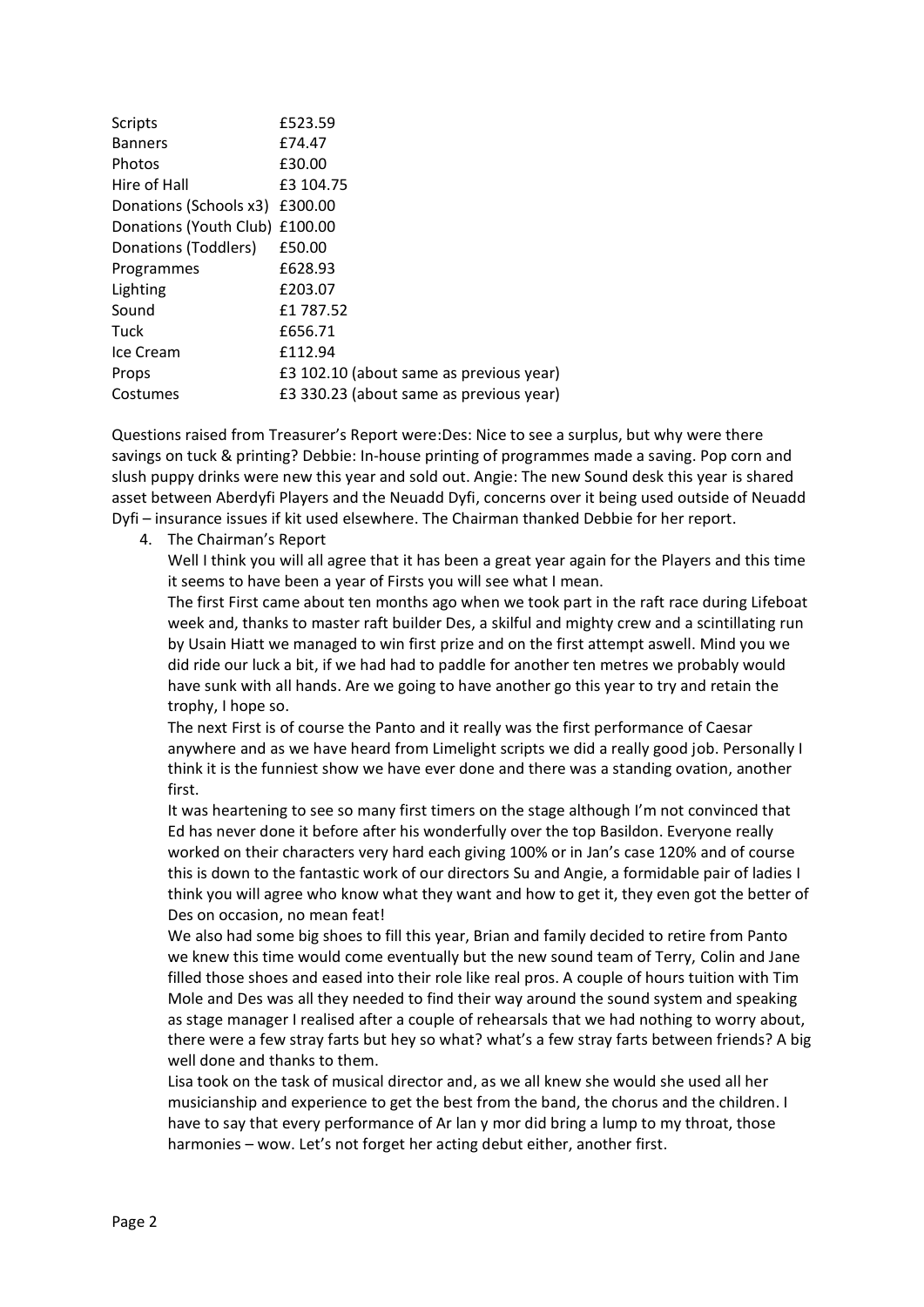| Scripts | £523.59 |
|---|---|
| Banners | £74.47 |
| Photos | £30.00 |
| Hire of Hall | £3 104.75 |
| Donations (Schools x3) | £300.00 |
| Donations (Youth Club) | £100.00 |
| Donations (Toddlers) | £50.00 |
| Programmes | £628.93 |
| Lighting | £203.07 |
| Sound | £1 787.52 |
| Tuck | £656.71 |
| Ice Cream | £112.94 |
| Props | £3 102.10 (about same as previous year) |
| Costumes | £3 330.23 (about same as previous year) |

Questions raised from Treasurer's Report were:Des: Nice to see a surplus, but why were there savings on tuck & printing? Debbie: In-house printing of programmes made a saving. Pop corn and slush puppy drinks were new this year and sold out. Angie: The new Sound desk this year is shared asset between Aberdyfi Players and the Neuadd Dyfi, concerns over it being used outside of Neuadd Dyfi – insurance issues if kit used elsewhere. The Chairman thanked Debbie for her report.

4. The Chairman's Report

   Well I think you will all agree that it has been a great year again for the Players and this time it seems to have been a year of Firsts you will see what I mean.

   The first First came about ten months ago when we took part in the raft race during Lifeboat week and, thanks to master raft builder Des, a skilful and mighty crew and a scintillating run by Usain Hiatt we managed to win first prize and on the first attempt aswell. Mind you we did ride our luck a bit, if we had had to paddle for another ten metres we probably would have sunk with all hands. Are we going to have another go this year to try and retain the trophy, I hope so.

   The next First is of course the Panto and it really was the first performance of Caesar anywhere and as we have heard from Limelight scripts we did a really good job. Personally I think it is the funniest show we have ever done and there was a standing ovation, another first.

   It was heartening to see so many first timers on the stage although I'm not convinced that Ed has never done it before after his wonderfully over the top Basildon. Everyone really worked on their characters very hard each giving 100% or in Jan's case 120% and of course this is down to the fantastic work of our directors Su and Angie, a formidable pair of ladies I think you will agree who know what they want and how to get it, they even got the better of Des on occasion, no mean feat!

   We also had some big shoes to fill this year, Brian and family decided to retire from Panto we knew this time would come eventually but the new sound team of Terry, Colin and Jane filled those shoes and eased into their role like real pros. A couple of hours tuition with Tim Mole and Des was all they needed to find their way around the sound system and speaking as stage manager I realised after a couple of rehearsals that we had nothing to worry about, there were a few stray farts but hey so what? what's a few stray farts between friends? A big well done and thanks to them.

   Lisa took on the task of musical director and, as we all knew she would she used all her musicianship and experience to get the best from the band, the chorus and the children. I have to say that every performance of Ar lan y mor did bring a lump to my throat, those harmonies – wow. Let's not forget her acting debut either, another first.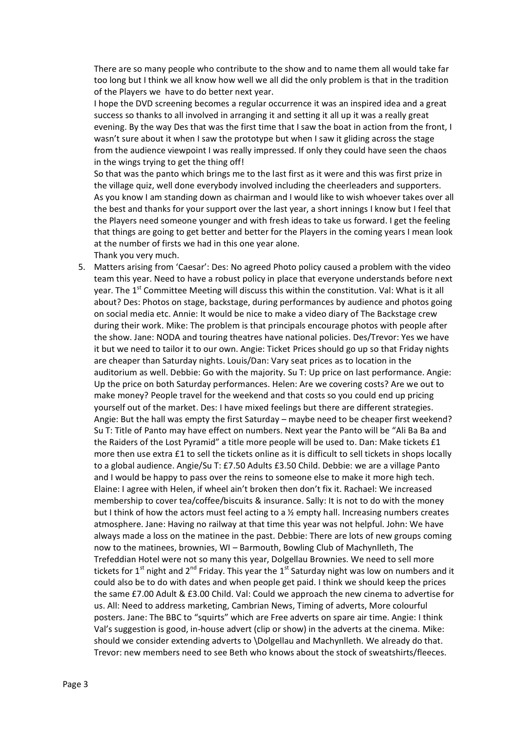There are so many people who contribute to the show and to name them all would take far too long but I think we all know how well we all did the only problem is that in the tradition of the Players we have to do better next year.

I hope the DVD screening becomes a regular occurrence it was an inspired idea and a great success so thanks to all involved in arranging it and setting it all up it was a really great evening. By the way Des that was the first time that I saw the boat in action from the front, I wasn't sure about it when I saw the prototype but when I saw it gliding across the stage from the audience viewpoint I was really impressed. If only they could have seen the chaos in the wings trying to get the thing off!

So that was the panto which brings me to the last first as it were and this was first prize in the village quiz, well done everybody involved including the cheerleaders and supporters. As you know I am standing down as chairman and I would like to wish whoever takes over all the best and thanks for your support over the last year, a short innings I know but I feel that the Players need someone younger and with fresh ideas to take us forward. I get the feeling that things are going to get better and better for the Players in the coming years I mean look at the number of firsts we had in this one year alone.

Thank you very much.

5. Matters arising from 'Caesar': Des: No agreed Photo policy caused a problem with the video team this year. Need to have a robust policy in place that everyone understands before next year. The 1st Committee Meeting will discuss this within the constitution. Val: What is it all about? Des: Photos on stage, backstage, during performances by audience and photos going on social media etc. Annie: It would be nice to make a video diary of The Backstage crew during their work. Mike: The problem is that principals encourage photos with people after the show. Jane: NODA and touring theatres have national policies. Des/Trevor: Yes we have it but we need to tailor it to our own. Angie: Ticket Prices should go up so that Friday nights are cheaper than Saturday nights. Louis/Dan: Vary seat prices as to location in the auditorium as well. Debbie: Go with the majority. Su T: Up price on last performance. Angie: Up the price on both Saturday performances. Helen: Are we covering costs? Are we out to make money? People travel for the weekend and that costs so you could end up pricing yourself out of the market. Des: I have mixed feelings but there are different strategies. Angie: But the hall was empty the first Saturday – maybe need to be cheaper first weekend? Su T: Title of Panto may have effect on numbers. Next year the Panto will be "Ali Ba Ba and the Raiders of the Lost Pyramid" a title more people will be used to. Dan: Make tickets £1 more then use extra £1 to sell the tickets online as it is difficult to sell tickets in shops locally to a global audience. Angie/Su T: £7.50 Adults £3.50 Child. Debbie: we are a village Panto and I would be happy to pass over the reins to someone else to make it more high tech. Elaine: I agree with Helen, if wheel ain't broken then don't fix it. Rachael: We increased membership to cover tea/coffee/biscuits & insurance. Sally: It is not to do with the money but I think of how the actors must feel acting to a ½ empty hall. Increasing numbers creates atmosphere. Jane: Having no railway at that time this year was not helpful. John: We have always made a loss on the matinee in the past. Debbie: There are lots of new groups coming now to the matinees, brownies, WI – Barmouth, Bowling Club of Machynlleth, The Trefeddian Hotel were not so many this year, Dolgellau Brownies. We need to sell more tickets for 1st night and 2nd Friday. This year the 1st Saturday night was low on numbers and it could also be to do with dates and when people get paid. I think we should keep the prices the same £7.00 Adult & £3.00 Child. Val: Could we approach the new cinema to advertise for us. All: Need to address marketing, Cambrian News, Timing of adverts, More colourful posters. Jane: The BBC to "squirts" which are Free adverts on spare air time. Angie: I think Val's suggestion is good, in-house advert (clip or show) in the adverts at the cinema. Mike: should we consider extending adverts to \Dolgellau and Machynlleth. We already do that. Trevor: new members need to see Beth who knows about the stock of sweatshirts/fleeces.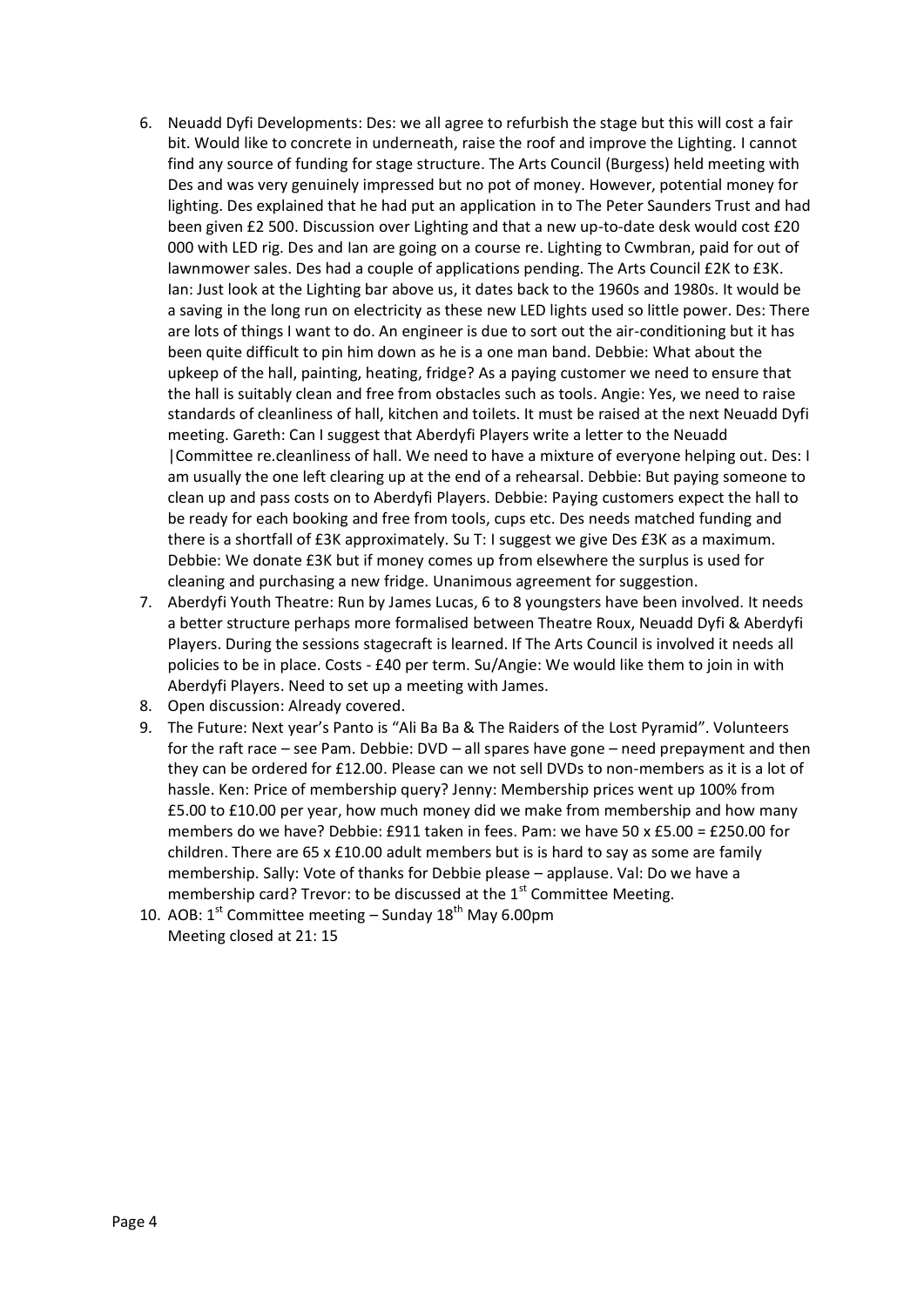6. Neuadd Dyfi Developments: Des: we all agree to refurbish the stage but this will cost a fair bit. Would like to concrete in underneath, raise the roof and improve the Lighting. I cannot find any source of funding for stage structure. The Arts Council (Burgess) held meeting with Des and was very genuinely impressed but no pot of money. However, potential money for lighting. Des explained that he had put an application in to The Peter Saunders Trust and had been given £2 500. Discussion over Lighting and that a new up-to-date desk would cost £20 000 with LED rig. Des and Ian are going on a course re. Lighting to Cwmbran, paid for out of lawnmower sales. Des had a couple of applications pending. The Arts Council £2K to £3K. Ian: Just look at the Lighting bar above us, it dates back to the 1960s and 1980s. It would be a saving in the long run on electricity as these new LED lights used so little power. Des: There are lots of things I want to do. An engineer is due to sort out the air-conditioning but it has been quite difficult to pin him down as he is a one man band. Debbie: What about the upkeep of the hall, painting, heating, fridge? As a paying customer we need to ensure that the hall is suitably clean and free from obstacles such as tools. Angie: Yes, we need to raise standards of cleanliness of hall, kitchen and toilets. It must be raised at the next Neuadd Dyfi meeting. Gareth: Can I suggest that Aberdyfi Players write a letter to the Neuadd |Committee re.cleanliness of hall. We need to have a mixture of everyone helping out. Des: I am usually the one left clearing up at the end of a rehearsal. Debbie: But paying someone to clean up and pass costs on to Aberdyfi Players. Debbie: Paying customers expect the hall to be ready for each booking and free from tools, cups etc. Des needs matched funding and there is a shortfall of £3K approximately. Su T: I suggest we give Des £3K as a maximum. Debbie: We donate £3K but if money comes up from elsewhere the surplus is used for cleaning and purchasing a new fridge. Unanimous agreement for suggestion.
7. Aberdyfi Youth Theatre: Run by James Lucas, 6 to 8 youngsters have been involved. It needs a better structure perhaps more formalised between Theatre Roux, Neuadd Dyfi & Aberdyfi Players. During the sessions stagecraft is learned. If The Arts Council is involved it needs all policies to be in place. Costs - £40 per term. Su/Angie: We would like them to join in with Aberdyfi Players. Need to set up a meeting with James.
8. Open discussion: Already covered.
9. The Future: Next year's Panto is "Ali Ba Ba & The Raiders of the Lost Pyramid". Volunteers for the raft race – see Pam. Debbie: DVD – all spares have gone – need prepayment and then they can be ordered for £12.00. Please can we not sell DVDs to non-members as it is a lot of hassle. Ken: Price of membership query? Jenny: Membership prices went up 100% from £5.00 to £10.00 per year, how much money did we make from membership and how many members do we have? Debbie: £911 taken in fees. Pam: we have 50 x £5.00 = £250.00 for children. There are 65 x £10.00 adult members but is is hard to say as some are family membership. Sally: Vote of thanks for Debbie please – applause. Val: Do we have a membership card? Trevor: to be discussed at the 1st Committee Meeting.
10. AOB: 1st Committee meeting – Sunday 18th May 6.00pm
    Meeting closed at 21: 15